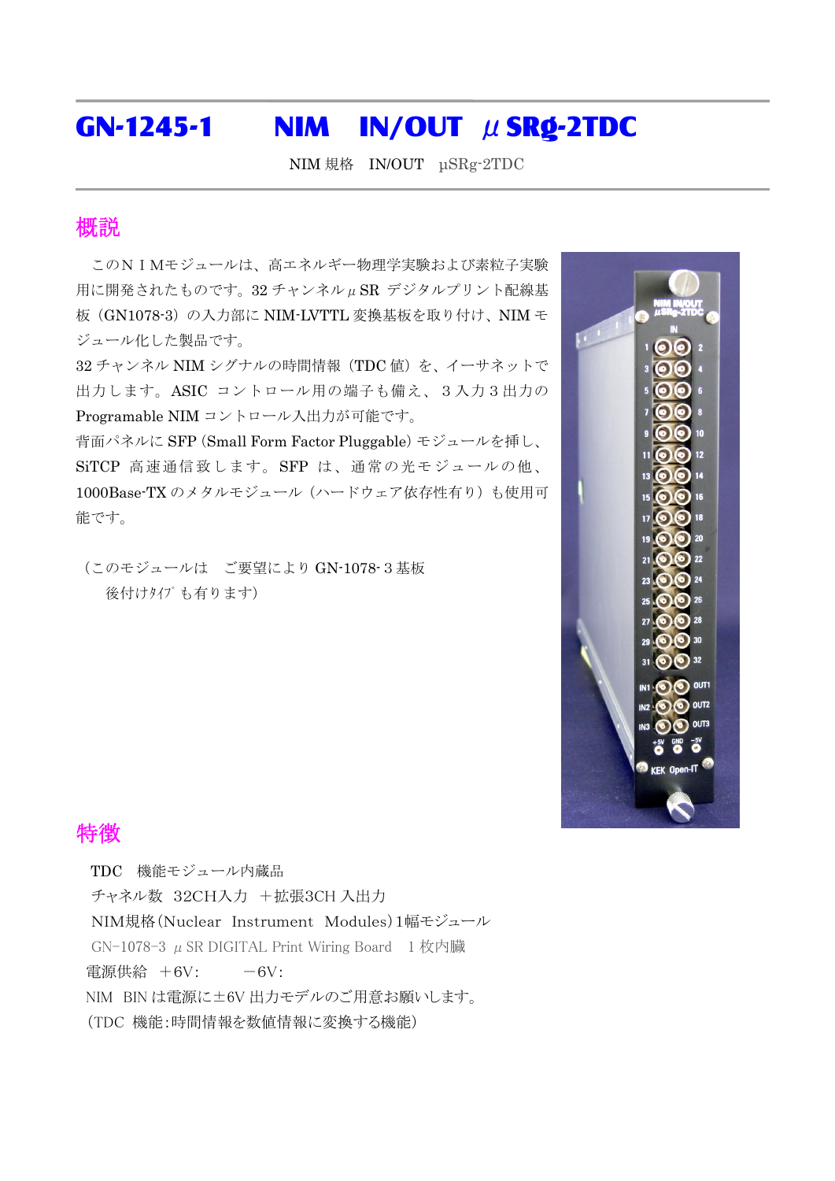# GN-1245-1　　NIM　IN/OUT　μSRg-2TDC

NIM 規格　IN/OUT　μSRg-2TDC

## 概説

このＮＩＭモジュールは、高エネルギー物理学実験および素粒子実験用に開発されたものです。32 チャンネルμSR デジタルプリント配線基板（GN1078-3）の入力部に NIM-LVTTL 変換基板を取り付け、NIM モジュール化した製品です。
32 チャンネル NIM シグナルの時間情報（TDC 値）を、イーサネットで出力します。ASIC コントロール用の端子も備え、３入力３出力の Programable NIM コントロール入出力が可能です。
背面パネルに SFP (Small Form Factor Pluggable) モジュールを挿し、SiTCP 高速通信致します。SFP は、通常の光モジュールの他、1000Base-TX のメタルモジュール（ハードウェア依存性有り）も使用可能です。

（このモジュールは　ご要望により GN-1078-３基板
　後付けﾀｲﾌﾟも有ります）

## 特徴

TDC　機能モジュール内蔵品
チャネル数　32CH入力　＋拡張3CH 入出力
NIM規格(Nuclear　Instrument　Modules)1幅モジュール
GN-1078-3　μSR DIGITAL Print Wiring Board　１枚内臓
電源供給　＋6V:　　　－6V:
NIM　BIN は電源に±6V 出力モデルのご用意お願いします。
（TDC　機能:時間情報を数値情報に変換する機能）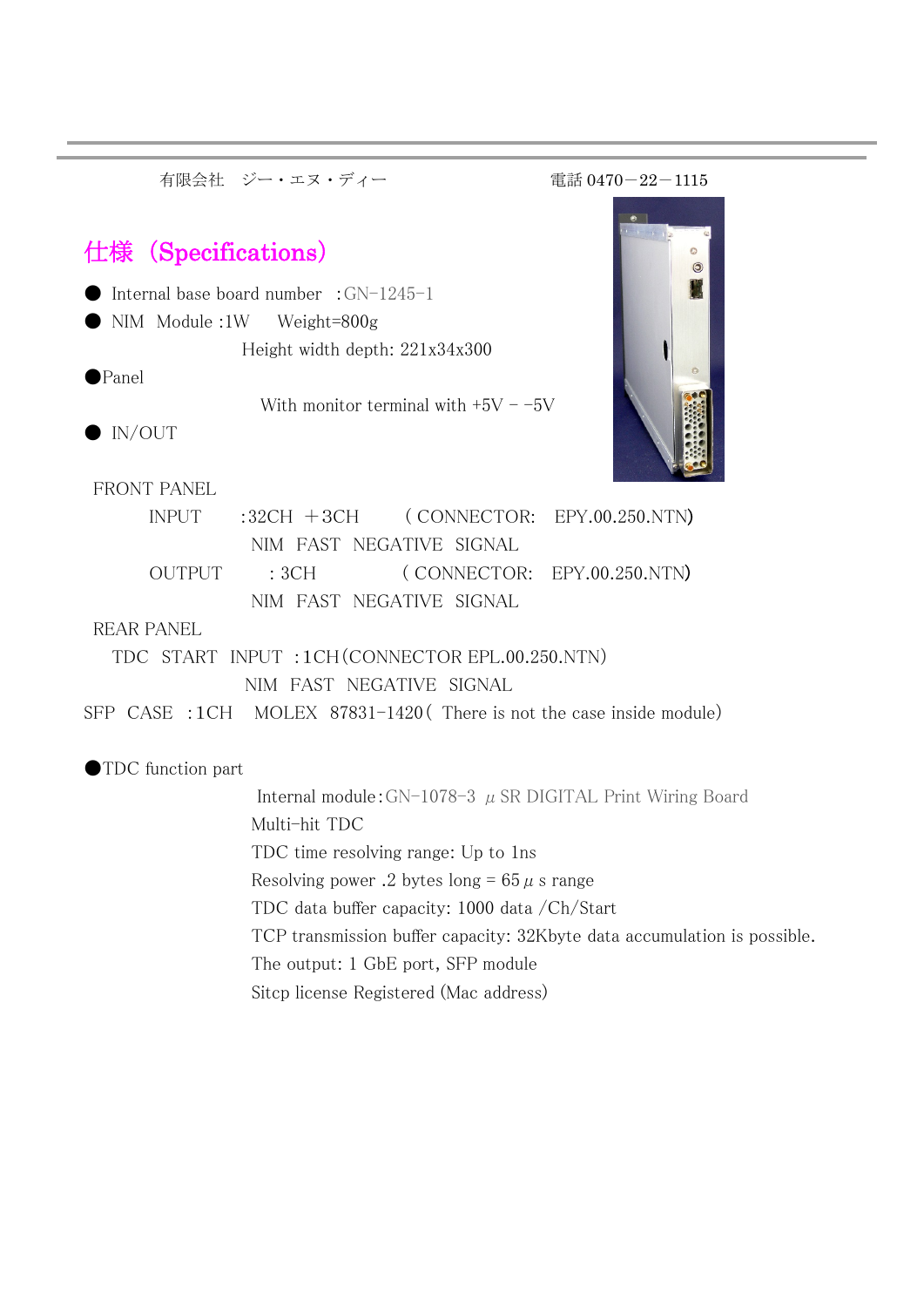有限会社　ジー・エヌ・ディー　　　　　　　　　　　電話 0470－22－1115

## 仕様（Specifications）

- Internal base board number　:GN-1245-1
- NIM　Module :1W　　Weight=800g

  Height width depth: 221x34x300

●Panel

With monitor terminal with +5V – -5V

- IN/OUT

FRONT PANEL

INPUT　　:32CH ＋3CH　　( CONNECTOR:　EPY.00.250.NTN)

NIM　FAST　NEGATIVE　SIGNAL

OUTPUT　　: 3CH　　　　( CONNECTOR:　EPY.00.250.NTN)

NIM　FAST　NEGATIVE　SIGNAL

REAR PANEL

TDC　START　INPUT　:1CH(CONNECTOR EPL.00.250.NTN)

NIM　FAST　NEGATIVE　SIGNAL

SFP　CASE　:1CH　MOLEX　87831-1420(　There is not the case inside module)

●TDC function part

Internal module:GN-1078-3　μ SR DIGITAL Print Wiring Board

Multi-hit TDC

TDC time resolving range: Up to 1ns

Resolving power .2 bytes long = 65 μ s range

TDC data buffer capacity: 1000 data /Ch/Start

TCP transmission buffer capacity: 32Kbyte data accumulation is possible.

The output: 1 GbE port, SFP module

Sitcp license Registered (Mac address)